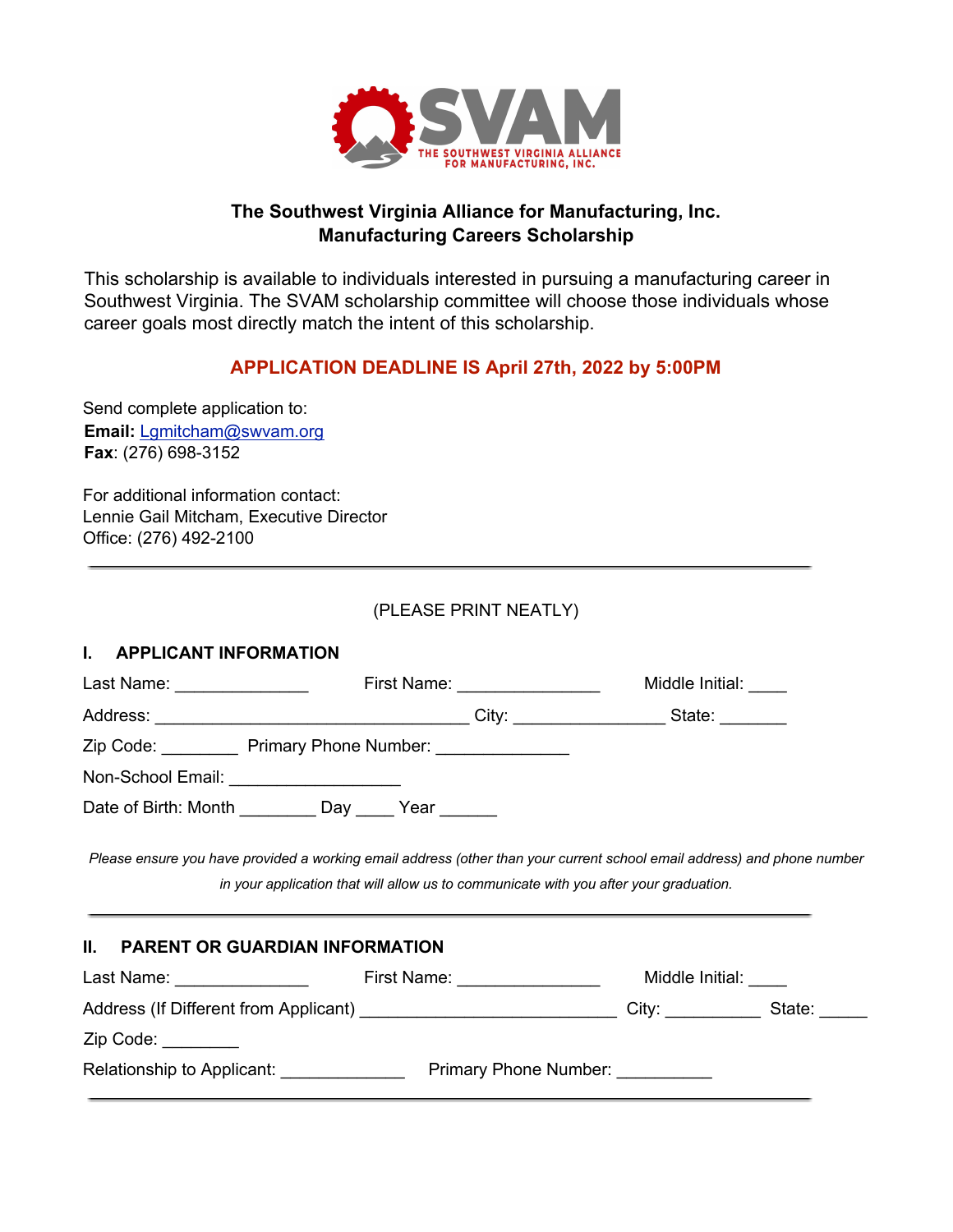SVAM

THE SOUTHWEST VIRGINIA ALLIANCE FOR MANUFACTURING, INC.

## The Southwest Virginia Alliance for Manufacturing, Inc.
## Manufacturing Careers Scholarship

This scholarship is available to individuals interested in pursuing a manufacturing career in Southwest Virginia. The SVAM scholarship committee will choose those individuals whose career goals most directly match the intent of this scholarship.

**APPLICATION DEADLINE IS April 27th, 2022 by 5:00PM**

Send complete application to:
**Email:** Lgmitcham@swvam.org
**Fax**: (276) 698-3152

For additional information contact:
Lennie Gail Mitcham, Executive Director
Office: (276) 492-2100

---

(PLEASE PRINT NEATLY)

### I. APPLICANT INFORMATION

Last Name: ______________ First Name: _______________ Middle Initial: ____

Address: ___________________________________ City: ________________ State: _______

Zip Code: ________ Primary Phone Number: ______________

Non-School Email: __________________

Date of Birth: Month ________ Day ____ Year ______

*Please ensure you have provided a working email address (other than your current school email address) and phone number in your application that will allow us to communicate with you after your graduation.*

---

### II. PARENT OR GUARDIAN INFORMATION

Last Name: ______________ First Name: _______________ Middle Initial: ____

Address (If Different from Applicant) ____________________________ City: __________ State: _____

Zip Code: ________

Relationship to Applicant: _____________ Primary Phone Number: __________

---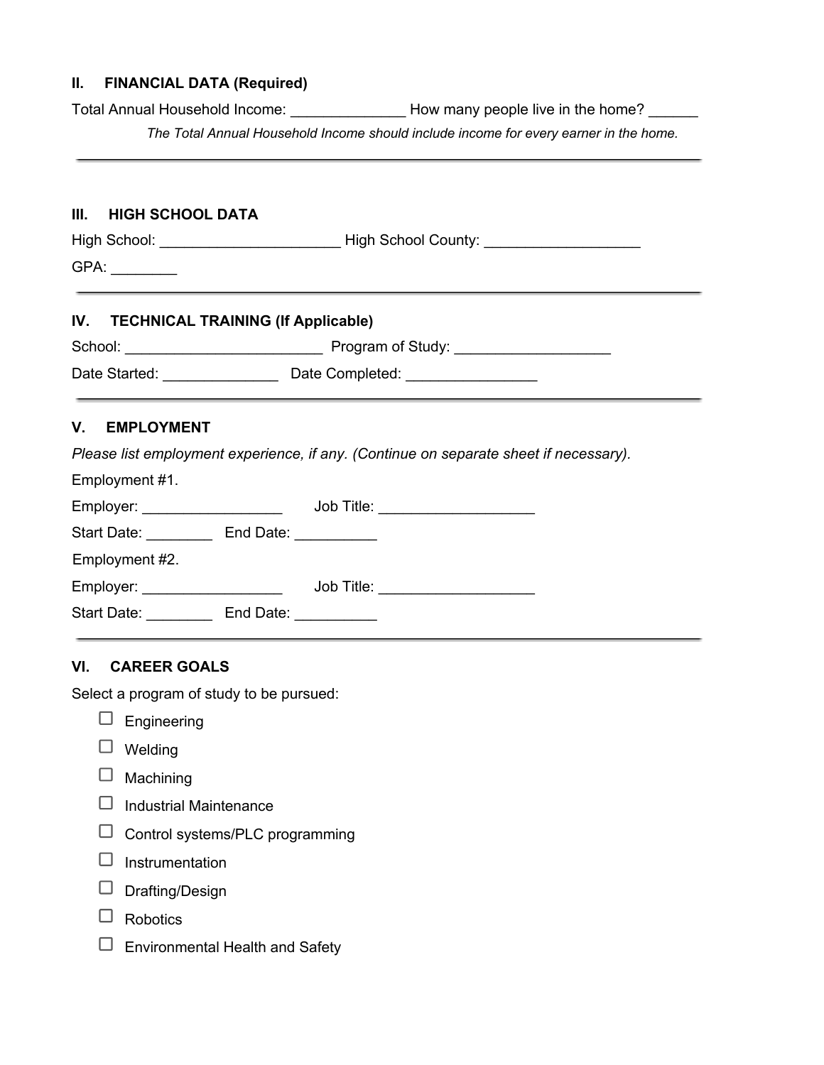## II. FINANCIAL DATA (Required)

Total Annual Household Income: ______________ How many people live in the home? ______

*The Total Annual Household Income should include income for every earner in the home.*

---

## III. HIGH SCHOOL DATA

High School: ______________________ High School County: ___________________

GPA: ________

---

## IV. TECHNICAL TRAINING (If Applicable)

School: ________________________ Program of Study: ___________________

Date Started: ______________ Date Completed: ________________

---

## V. EMPLOYMENT

*Please list employment experience, if any. (Continue on separate sheet if necessary).*

Employment #1.

Employer: _________________ Job Title: ___________________

Start Date: ________ End Date: __________

Employment #2.

Employer: _________________ Job Title: ___________________

Start Date: ________ End Date: __________

---

## VI. CAREER GOALS

Select a program of study to be pursued:

- ☐ Engineering
- ☐ Welding
- ☐ Machining
- ☐ Industrial Maintenance
- ☐ Control systems/PLC programming
- ☐ Instrumentation
- ☐ Drafting/Design
- ☐ Robotics
- ☐ Environmental Health and Safety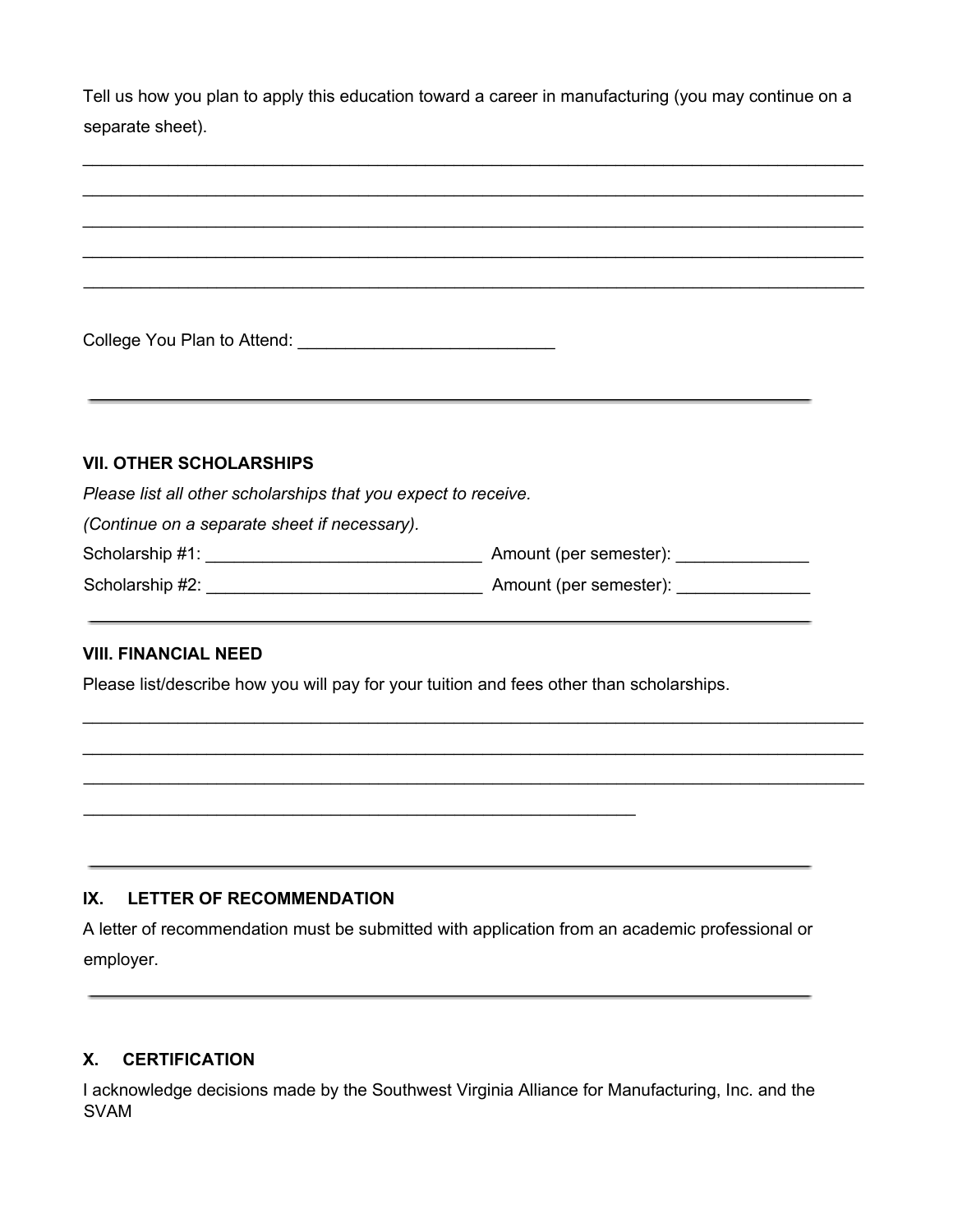Tell us how you plan to apply this education toward a career in manufacturing (you may continue on a separate sheet).

______________________________________________________________________________

______________________________________________________________________________

______________________________________________________________________________

______________________________________________________________________________

______________________________________________________________________________

College You Plan to Attend: ___________________________

---

### VII. OTHER SCHOLARSHIPS

*Please list all other scholarships that you expect to receive.*

*(Continue on a separate sheet if necessary).*

Scholarship #1: _____________________________ Amount (per semester): ______________

Scholarship #2: _____________________________ Amount (per semester): ______________

---

### VIII. FINANCIAL NEED

Please list/describe how you will pay for your tuition and fees other than scholarships.

______________________________________________________________________________

______________________________________________________________________________

______________________________________________________________________________

_________________________________________________________

---

### IX. LETTER OF RECOMMENDATION

A letter of recommendation must be submitted with application from an academic professional or employer.

---

### X. CERTIFICATION

I acknowledge decisions made by the Southwest Virginia Alliance for Manufacturing, Inc. and the SVAM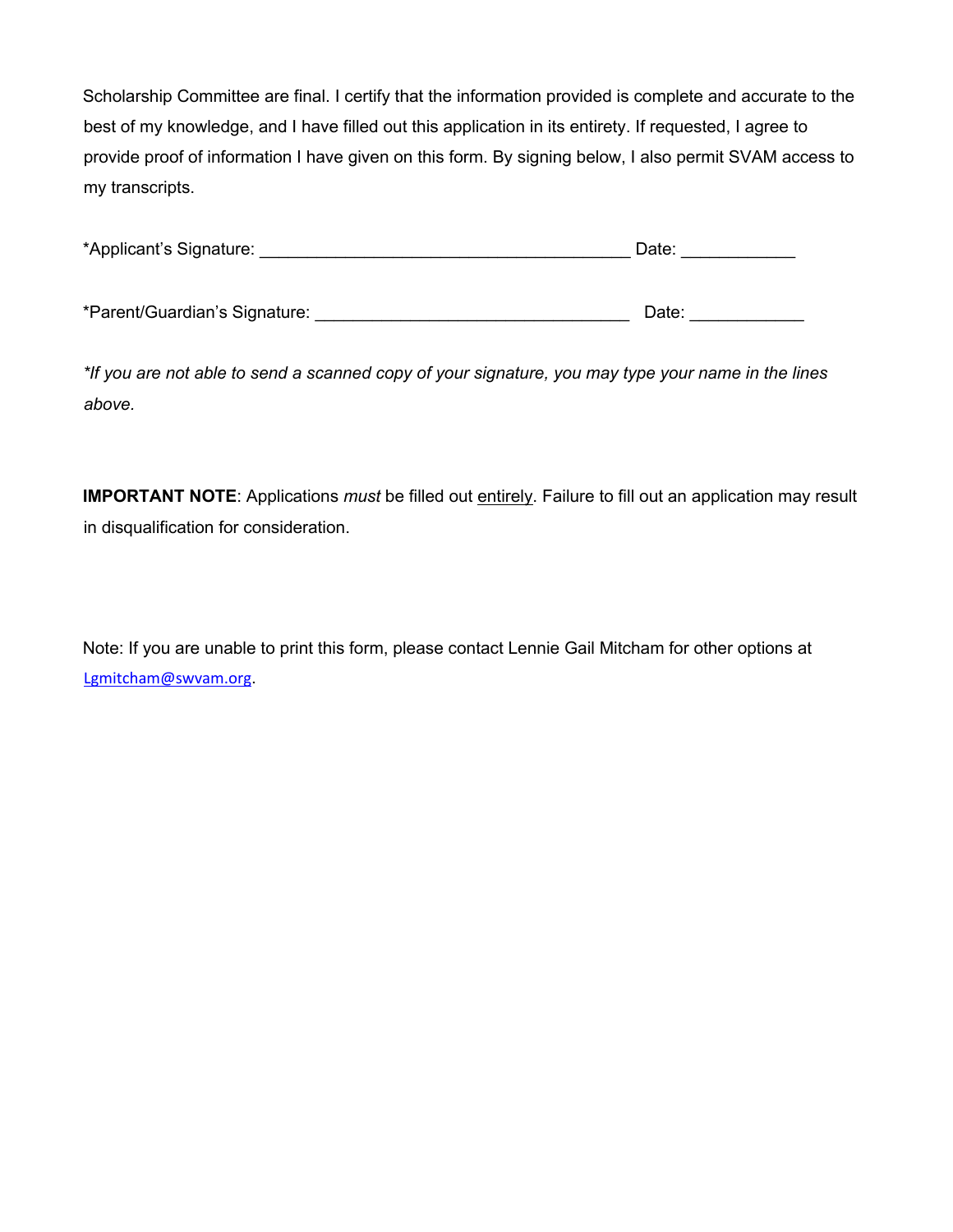Scholarship Committee are final. I certify that the information provided is complete and accurate to the best of my knowledge, and I have filled out this application in its entirety. If requested, I agree to provide proof of information I have given on this form. By signing below, I also permit SVAM access to my transcripts.

*Applicant's Signature: ______________________________________ Date: ____________

*Parent/Guardian's Signature: ________________________________ Date: ____________

*\*If you are not able to send a scanned copy of your signature, you may type your name in the lines above.*

**IMPORTANT NOTE**: Applications *must* be filled out <u>entirely</u>. Failure to fill out an application may result in disqualification for consideration.

Note: If you are unable to print this form, please contact Lennie Gail Mitcham for other options at Lgmitcham@swvam.org.